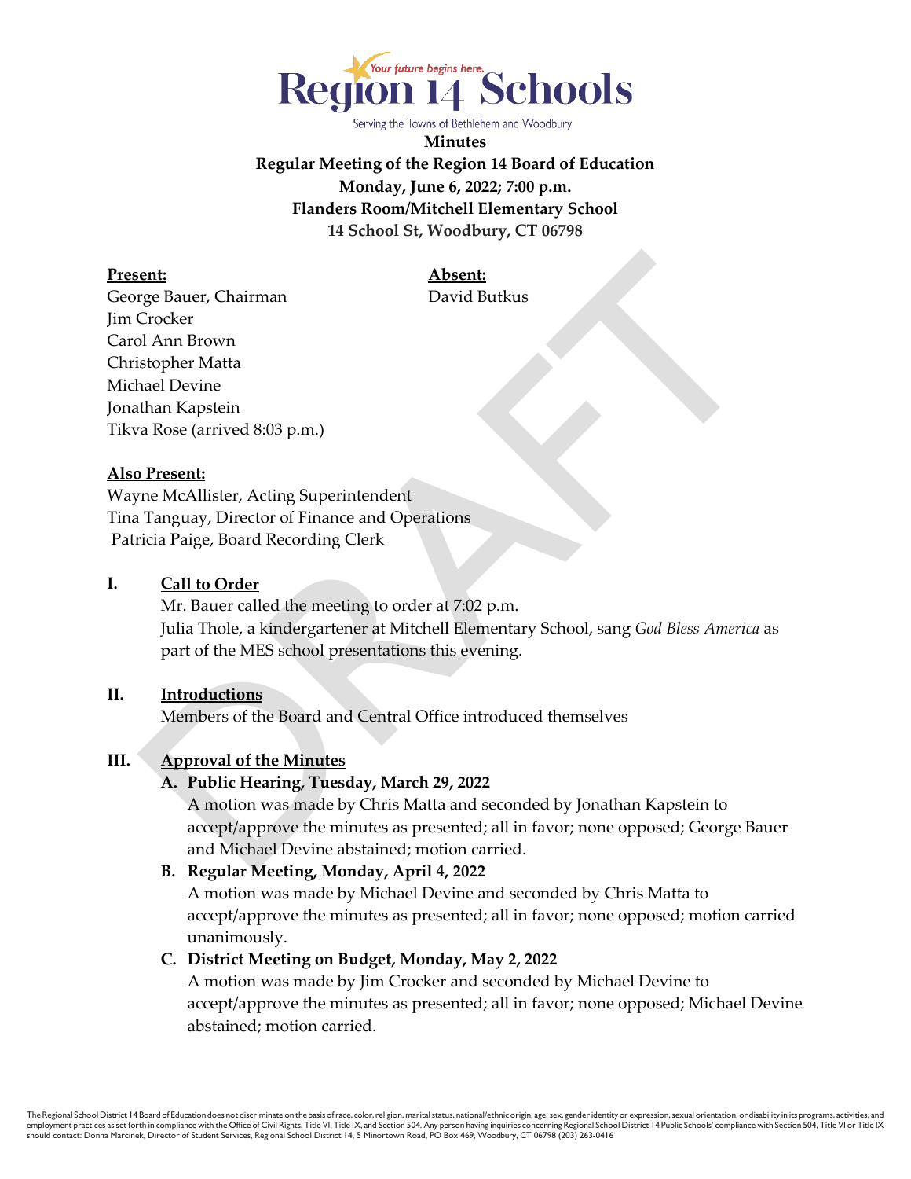Region 14 Schools

Your future begins here.

Serving the Towns of Bethlehem and Woodbury

**Minutes**
**Regular Meeting of the Region 14 Board of Education**
**Monday, June 6, 2022; 7:00 p.m.**
**Flanders Room/Mitchell Elementary School**
**14 School St, Woodbury, CT 06798**

**Present:**
George Bauer, Chairman
Jim Crocker
Carol Ann Brown
Christopher Matta
Michael Devine
Jonathan Kapstein
Tikva Rose (arrived 8:03 p.m.)

**Absent:**
David Butkus

**Also Present:**
Wayne McAllister, Acting Superintendent
Tina Tanguay, Director of Finance and Operations
Patricia Paige, Board Recording Clerk

## I. Call to Order

Mr. Bauer called the meeting to order at 7:02 p.m.
Julia Thole, a kindergartener at Mitchell Elementary School, sang *God Bless America* as part of the MES school presentations this evening.

## II. Introductions

Members of the Board and Central Office introduced themselves

## III. Approval of the Minutes

**A. Public Hearing, Tuesday, March 29, 2022**
A motion was made by Chris Matta and seconded by Jonathan Kapstein to accept/approve the minutes as presented; all in favor; none opposed; George Bauer and Michael Devine abstained; motion carried.

**B. Regular Meeting, Monday, April 4, 2022**
A motion was made by Michael Devine and seconded by Chris Matta to accept/approve the minutes as presented; all in favor; none opposed; motion carried unanimously.

**C. District Meeting on Budget, Monday, May 2, 2022**
A motion was made by Jim Crocker and seconded by Michael Devine to accept/approve the minutes as presented; all in favor; none opposed; Michael Devine abstained; motion carried.

The Regional School District 14 Board of Education does not discriminate on the basis of race, color, religion, marital status, national/ethnic origin, age, sex, gender identity or expression, sexual orientation, or disability in its programs, activities, and employment practices as set forth in compliance with the Office of Civil Rights, Title VI, Title IX, and Section 504. Any person having inquiries concerning Regional School District 14 Public Schools' compliance with Section 504, Title VI or Title IX should contact: Donna Marcinek, Director of Student Services, Regional School District 14, 5 Minortown Road, PO Box 469, Woodbury, CT 06798 (203) 263-0416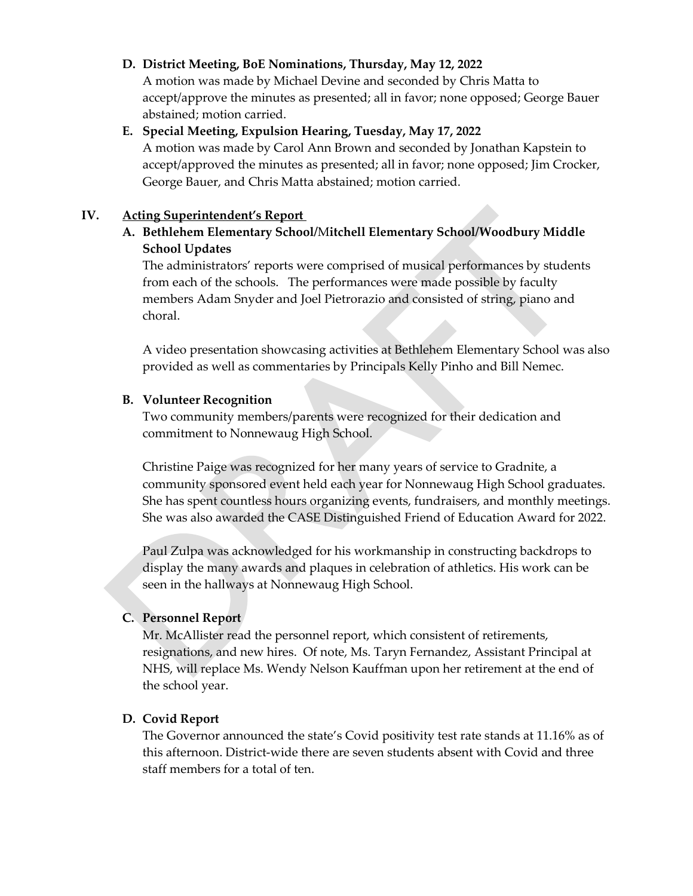**D. District Meeting, BoE Nominations, Thursday, May 12, 2022**

A motion was made by Michael Devine and seconded by Chris Matta to accept/approve the minutes as presented; all in favor; none opposed; George Bauer abstained; motion carried.

**E. Special Meeting, Expulsion Hearing, Tuesday, May 17, 2022**

A motion was made by Carol Ann Brown and seconded by Jonathan Kapstein to accept/approved the minutes as presented; all in favor; none opposed; Jim Crocker, George Bauer, and Chris Matta abstained; motion carried.

## IV. Acting Superintendent's Report

**A. Bethlehem Elementary School/Mitchell Elementary School/Woodbury Middle School Updates**

The administrators' reports were comprised of musical performances by students from each of the schools. The performances were made possible by faculty members Adam Snyder and Joel Pietrorazio and consisted of string, piano and choral.

A video presentation showcasing activities at Bethlehem Elementary School was also provided as well as commentaries by Principals Kelly Pinho and Bill Nemec.

**B. Volunteer Recognition**

Two community members/parents were recognized for their dedication and commitment to Nonnewaug High School.

Christine Paige was recognized for her many years of service to Gradnite, a community sponsored event held each year for Nonnewaug High School graduates. She has spent countless hours organizing events, fundraisers, and monthly meetings. She was also awarded the CASE Distinguished Friend of Education Award for 2022.

Paul Zulpa was acknowledged for his workmanship in constructing backdrops to display the many awards and plaques in celebration of athletics. His work can be seen in the hallways at Nonnewaug High School.

**C. Personnel Report**

Mr. McAllister read the personnel report, which consistent of retirements, resignations, and new hires. Of note, Ms. Taryn Fernandez, Assistant Principal at NHS, will replace Ms. Wendy Nelson Kauffman upon her retirement at the end of the school year.

**D. Covid Report**

The Governor announced the state's Covid positivity test rate stands at 11.16% as of this afternoon. District-wide there are seven students absent with Covid and three staff members for a total of ten.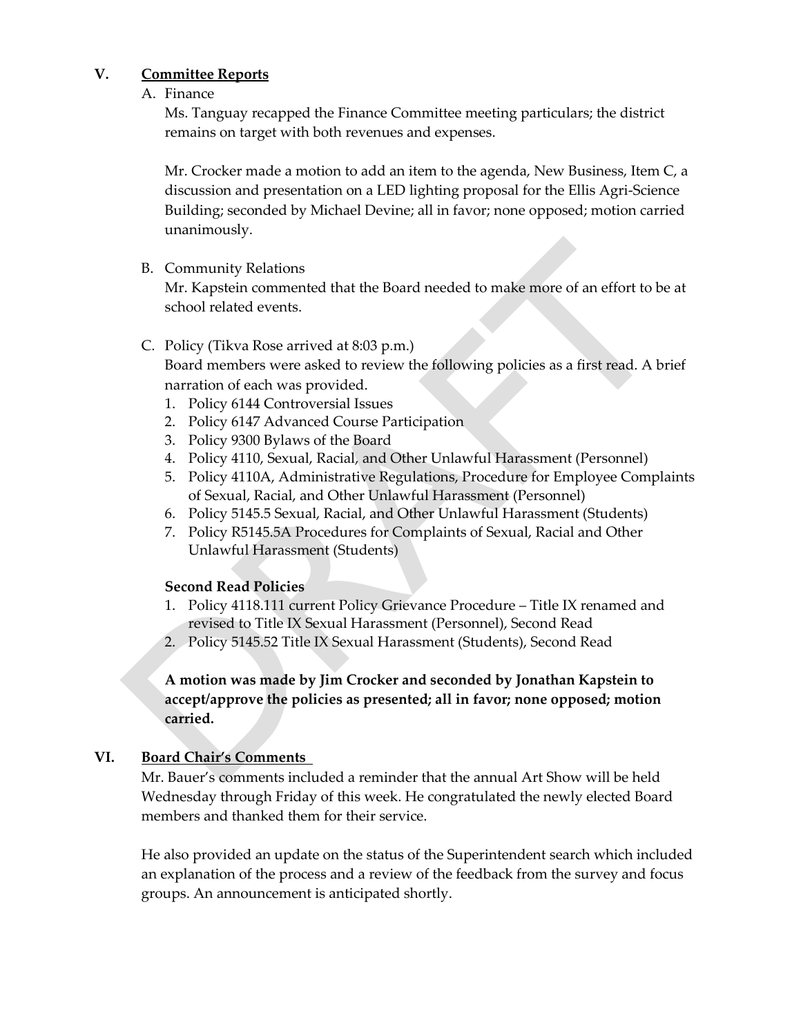## V. Committee Reports

A. Finance

Ms. Tanguay recapped the Finance Committee meeting particulars; the district remains on target with both revenues and expenses.

Mr. Crocker made a motion to add an item to the agenda, New Business, Item C, a discussion and presentation on a LED lighting proposal for the Ellis Agri-Science Building; seconded by Michael Devine; all in favor; none opposed; motion carried unanimously.

B. Community Relations

Mr. Kapstein commented that the Board needed to make more of an effort to be at school related events.

C. Policy (Tikva Rose arrived at 8:03 p.m.)

Board members were asked to review the following policies as a first read. A brief narration of each was provided.

1. Policy 6144 Controversial Issues
2. Policy 6147 Advanced Course Participation
3. Policy 9300 Bylaws of the Board
4. Policy 4110, Sexual, Racial, and Other Unlawful Harassment (Personnel)
5. Policy 4110A, Administrative Regulations, Procedure for Employee Complaints of Sexual, Racial, and Other Unlawful Harassment (Personnel)
6. Policy 5145.5 Sexual, Racial, and Other Unlawful Harassment (Students)
7. Policy R5145.5A Procedures for Complaints of Sexual, Racial and Other Unlawful Harassment (Students)

**Second Read Policies**

1. Policy 4118.111 current Policy Grievance Procedure – Title IX renamed and revised to Title IX Sexual Harassment (Personnel), Second Read
2. Policy 5145.52 Title IX Sexual Harassment (Students), Second Read

**A motion was made by Jim Crocker and seconded by Jonathan Kapstein to accept/approve the policies as presented; all in favor; none opposed; motion carried.**

## VI. Board Chair's Comments

Mr. Bauer's comments included a reminder that the annual Art Show will be held Wednesday through Friday of this week. He congratulated the newly elected Board members and thanked them for their service.

He also provided an update on the status of the Superintendent search which included an explanation of the process and a review of the feedback from the survey and focus groups. An announcement is anticipated shortly.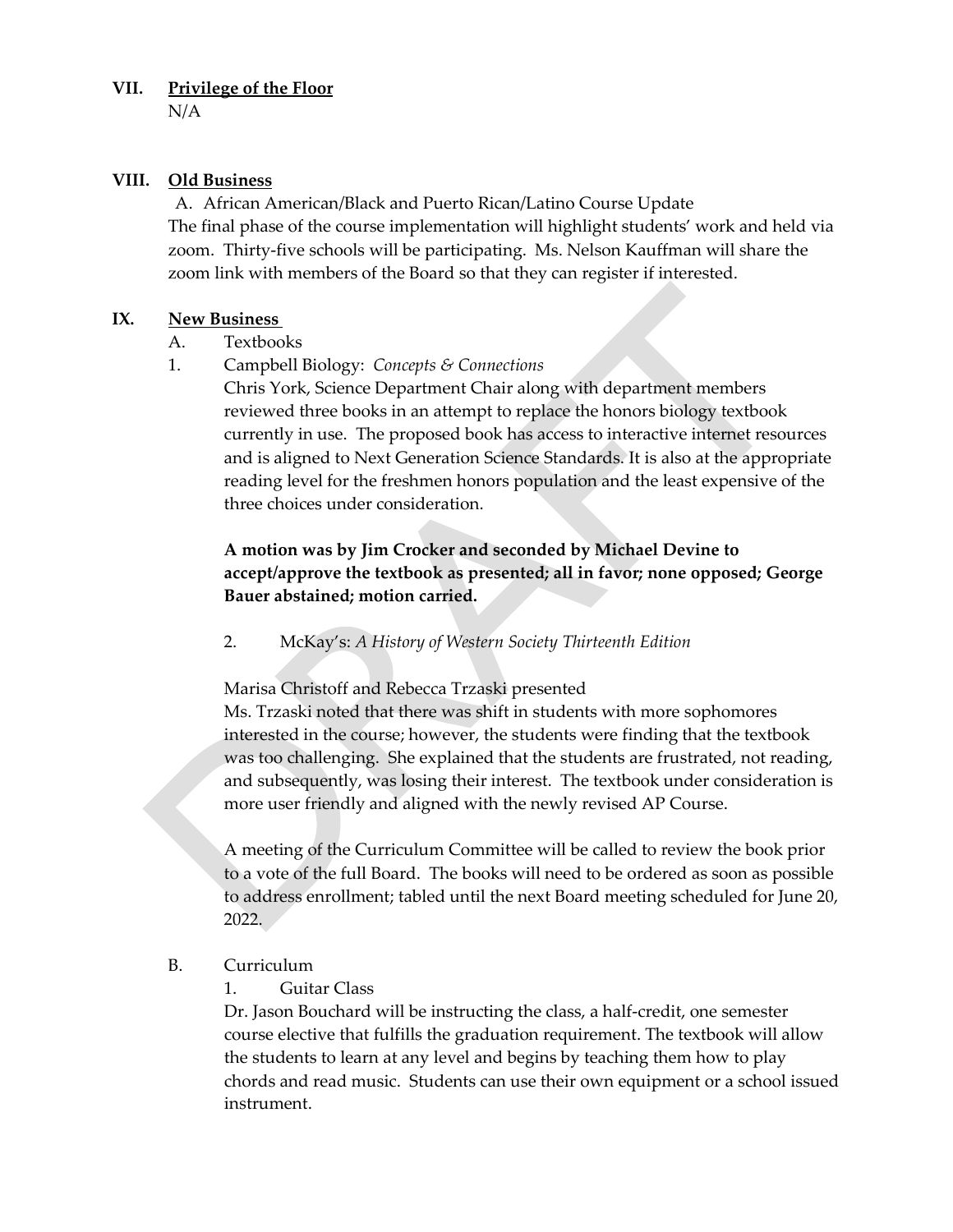## VII. Privilege of the Floor

N/A

## VIII. Old Business

A. African American/Black and Puerto Rican/Latino Course Update

The final phase of the course implementation will highlight students' work and held via zoom. Thirty-five schools will be participating. Ms. Nelson Kauffman will share the zoom link with members of the Board so that they can register if interested.

## IX. New Business

A. Textbooks

1. Campbell Biology: *Concepts & Connections*

Chris York, Science Department Chair along with department members reviewed three books in an attempt to replace the honors biology textbook currently in use. The proposed book has access to interactive internet resources and is aligned to Next Generation Science Standards. It is also at the appropriate reading level for the freshmen honors population and the least expensive of the three choices under consideration.

**A motion was by Jim Crocker and seconded by Michael Devine to accept/approve the textbook as presented; all in favor; none opposed; George Bauer abstained; motion carried.**

2. McKay's: *A History of Western Society Thirteenth Edition*

Marisa Christoff and Rebecca Trzaski presented

Ms. Trzaski noted that there was shift in students with more sophomores interested in the course; however, the students were finding that the textbook was too challenging. She explained that the students are frustrated, not reading, and subsequently, was losing their interest. The textbook under consideration is more user friendly and aligned with the newly revised AP Course.

A meeting of the Curriculum Committee will be called to review the book prior to a vote of the full Board. The books will need to be ordered as soon as possible to address enrollment; tabled until the next Board meeting scheduled for June 20, 2022.

B. Curriculum

1. Guitar Class

Dr. Jason Bouchard will be instructing the class, a half-credit, one semester course elective that fulfills the graduation requirement. The textbook will allow the students to learn at any level and begins by teaching them how to play chords and read music. Students can use their own equipment or a school issued instrument.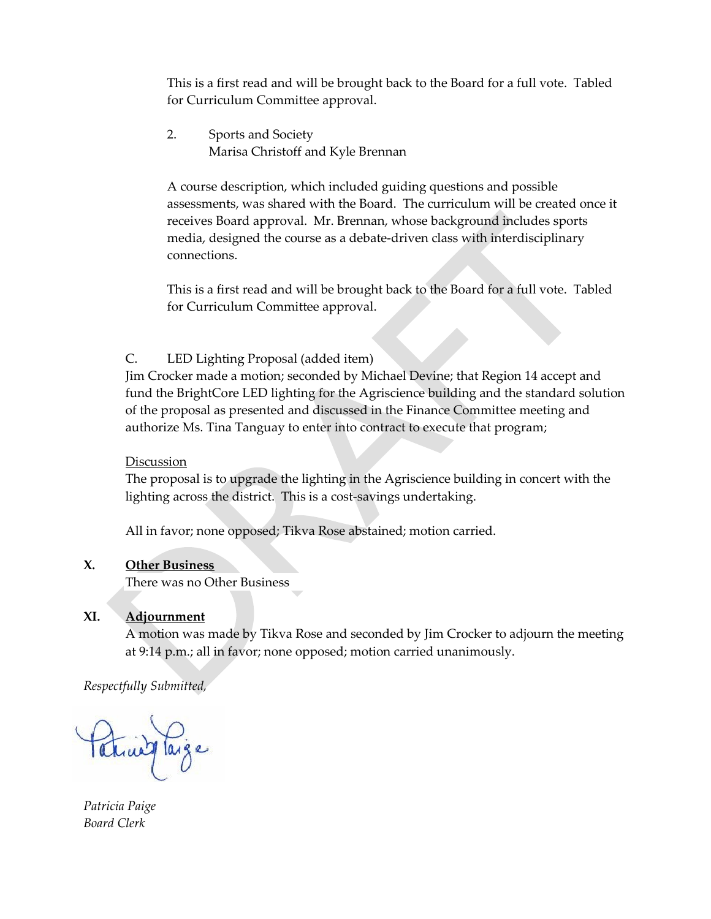This is a first read and will be brought back to the Board for a full vote. Tabled for Curriculum Committee approval.

2. Sports and Society
   Marisa Christoff and Kyle Brennan

A course description, which included guiding questions and possible assessments, was shared with the Board. The curriculum will be created once it receives Board approval. Mr. Brennan, whose background includes sports media, designed the course as a debate-driven class with interdisciplinary connections.

This is a first read and will be brought back to the Board for a full vote. Tabled for Curriculum Committee approval.

C. LED Lighting Proposal (added item)

Jim Crocker made a motion; seconded by Michael Devine; that Region 14 accept and fund the BrightCore LED lighting for the Agriscience building and the standard solution of the proposal as presented and discussed in the Finance Committee meeting and authorize Ms. Tina Tanguay to enter into contract to execute that program;

Discussion

The proposal is to upgrade the lighting in the Agriscience building in concert with the lighting across the district. This is a cost-savings undertaking.

All in favor; none opposed; Tikva Rose abstained; motion carried.

## X. Other Business

There was no Other Business

## XI. Adjournment

A motion was made by Tikva Rose and seconded by Jim Crocker to adjourn the meeting at 9:14 p.m.; all in favor; none opposed; motion carried unanimously.

*Respectfully Submitted,*

*Patricia Paige*
*Board Clerk*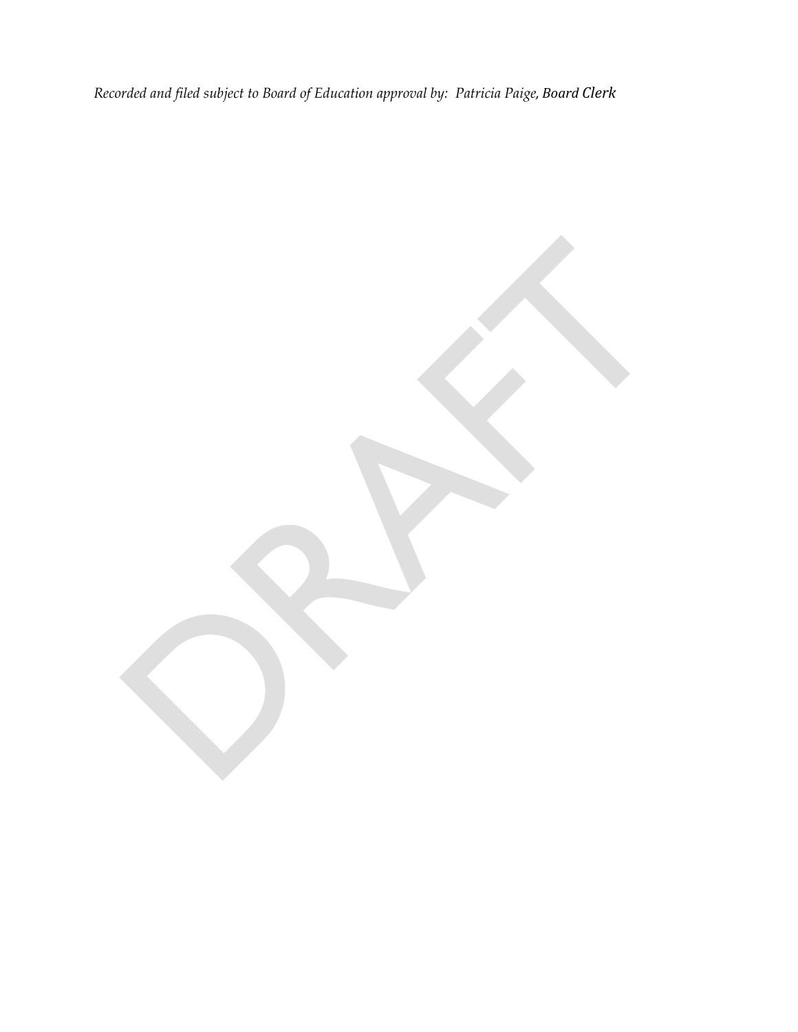*Recorded and filed subject to Board of Education approval by: Patricia Paige, Board Clerk*